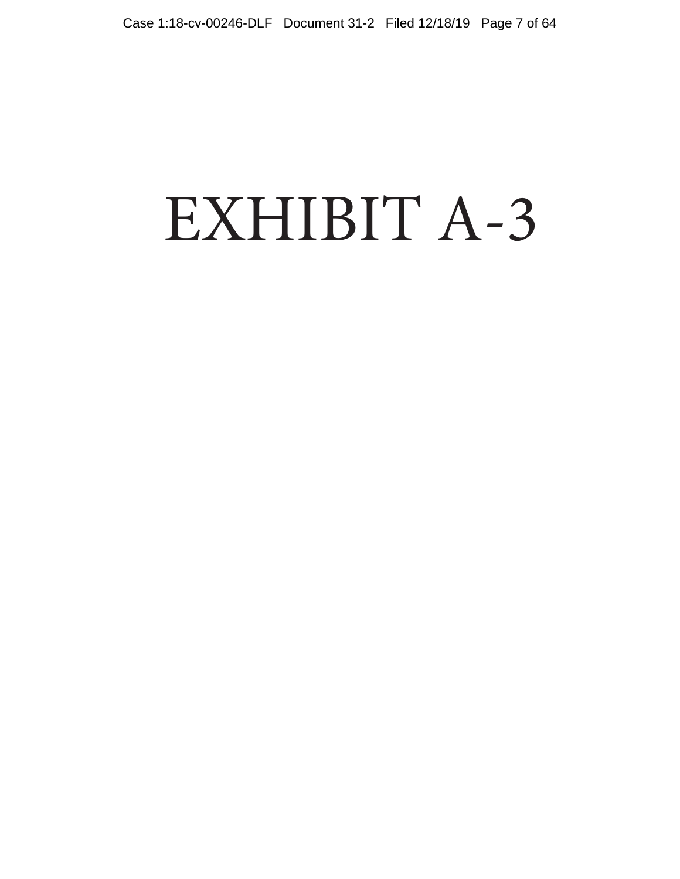# EXHIBIT A-3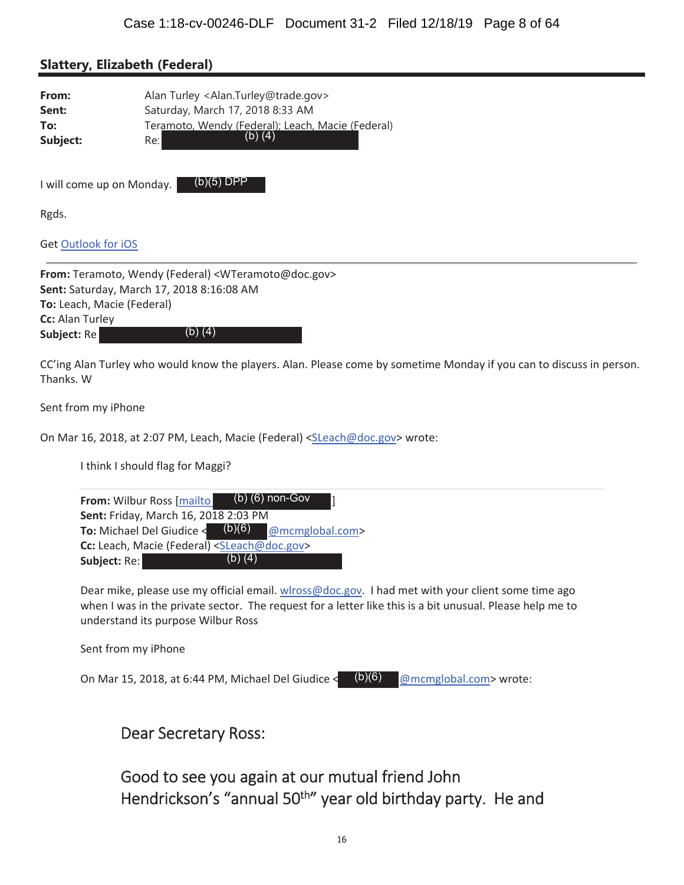**Slattery, Elizabeth (Federal)**

| | |
|---|---|
| **From:** | Alan Turley <Alan.Turley@trade.gov> |
| **Sent:** | Saturday, March 17, 2018 8:33 AM |
| **To:** | Teramoto, Wendy (Federal); Leach, Macie (Federal) |
| **Subject:** | Re: (b) (4) |

I will come up on Monday. (b)(5) DPP

Rgds.

Get Outlook for iOS

---

**From:** Teramoto, Wendy (Federal) <WTeramoto@doc.gov>
**Sent:** Saturday, March 17, 2018 8:16:08 AM
**To:** Leach, Macie (Federal)
**Cc:** Alan Turley
**Subject:** Re (b) (4)

CC'ing Alan Turley who would know the players. Alan. Please come by sometime Monday if you can to discuss in person. Thanks. W

Sent from my iPhone

On Mar 16, 2018, at 2:07 PM, Leach, Macie (Federal) <SLeach@doc.gov> wrote:

> I think I should flag for Maggi?
>
> **From:** Wilbur Ross [mailto (b) (6) non-Gov ]
> **Sent:** Friday, March 16, 2018 2:03 PM
> **To:** Michael Del Giudice < (b)(6) @mcmglobal.com>
> **Cc:** Leach, Macie (Federal) <SLeach@doc.gov>
> **Subject:** Re: (b) (4)
>
> Dear mike, please use my official email. wlross@doc.gov. I had met with your client some time ago when I was in the private sector. The request for a letter like this is a bit unusual. Please help me to understand its purpose Wilbur Ross
>
> Sent from my iPhone
>
> On Mar 15, 2018, at 6:44 PM, Michael Del Giudice < (b)(6) @mcmglobal.com> wrote:
>
> > Dear Secretary Ross:
> >
> > Good to see you again at our mutual friend John Hendrickson's "annual 50th" year old birthday party. He and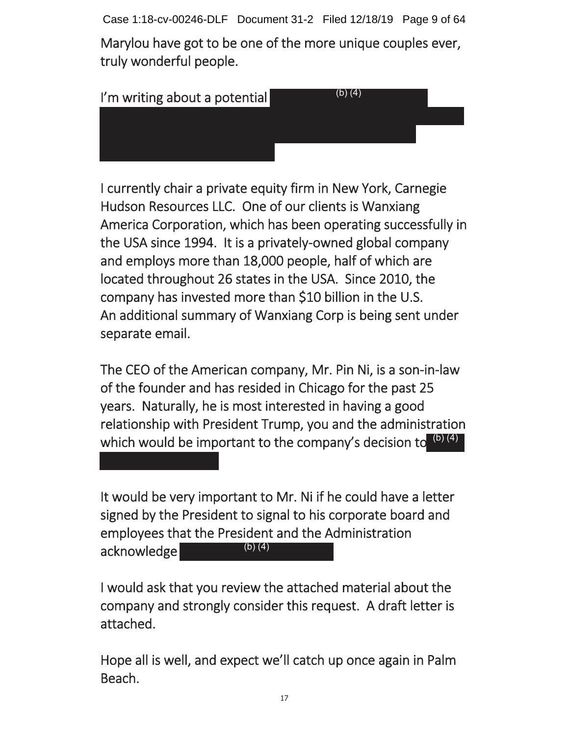Marylou have got to be one of the more unique couples ever, truly wonderful people.

I'm writing about a potential (b) (4)

I currently chair a private equity firm in New York, Carnegie Hudson Resources LLC. One of our clients is Wanxiang America Corporation, which has been operating successfully in the USA since 1994. It is a privately-owned global company and employs more than 18,000 people, half of which are located throughout 26 states in the USA. Since 2010, the company has invested more than $10 billion in the U.S. An additional summary of Wanxiang Corp is being sent under separate email.

The CEO of the American company, Mr. Pin Ni, is a son-in-law of the founder and has resided in Chicago for the past 25 years. Naturally, he is most interested in having a good relationship with President Trump, you and the administration which would be important to the company's decision to (b) (4)

It would be very important to Mr. Ni if he could have a letter signed by the President to signal to his corporate board and employees that the President and the Administration acknowledge (b) (4)

I would ask that you review the attached material about the company and strongly consider this request. A draft letter is attached.

Hope all is well, and expect we'll catch up once again in Palm Beach.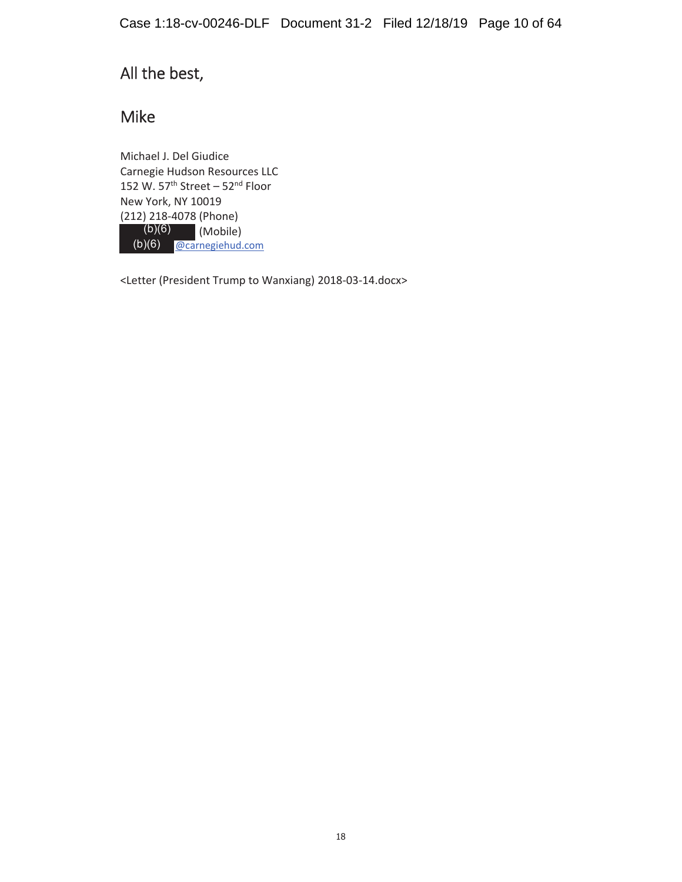All the best,

Mike

Michael J. Del Giudice
Carnegie Hudson Resources LLC
152 W. 57th Street – 52nd Floor
New York, NY 10019
(212) 218-4078 (Phone)
(b)(6) (Mobile)
(b)(6) @carnegiehud.com

<Letter (President Trump to Wanxiang) 2018-03-14.docx>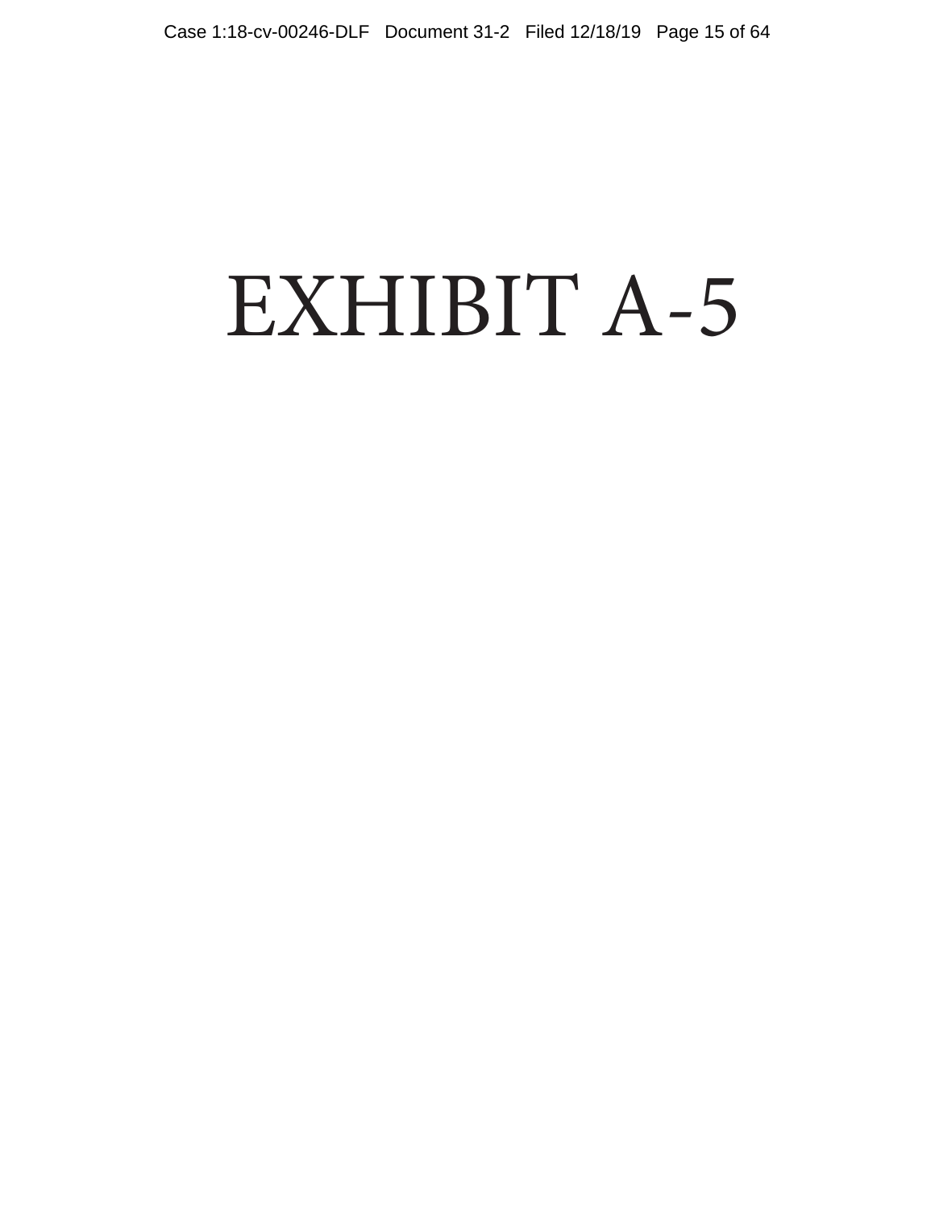# EXHIBIT A-5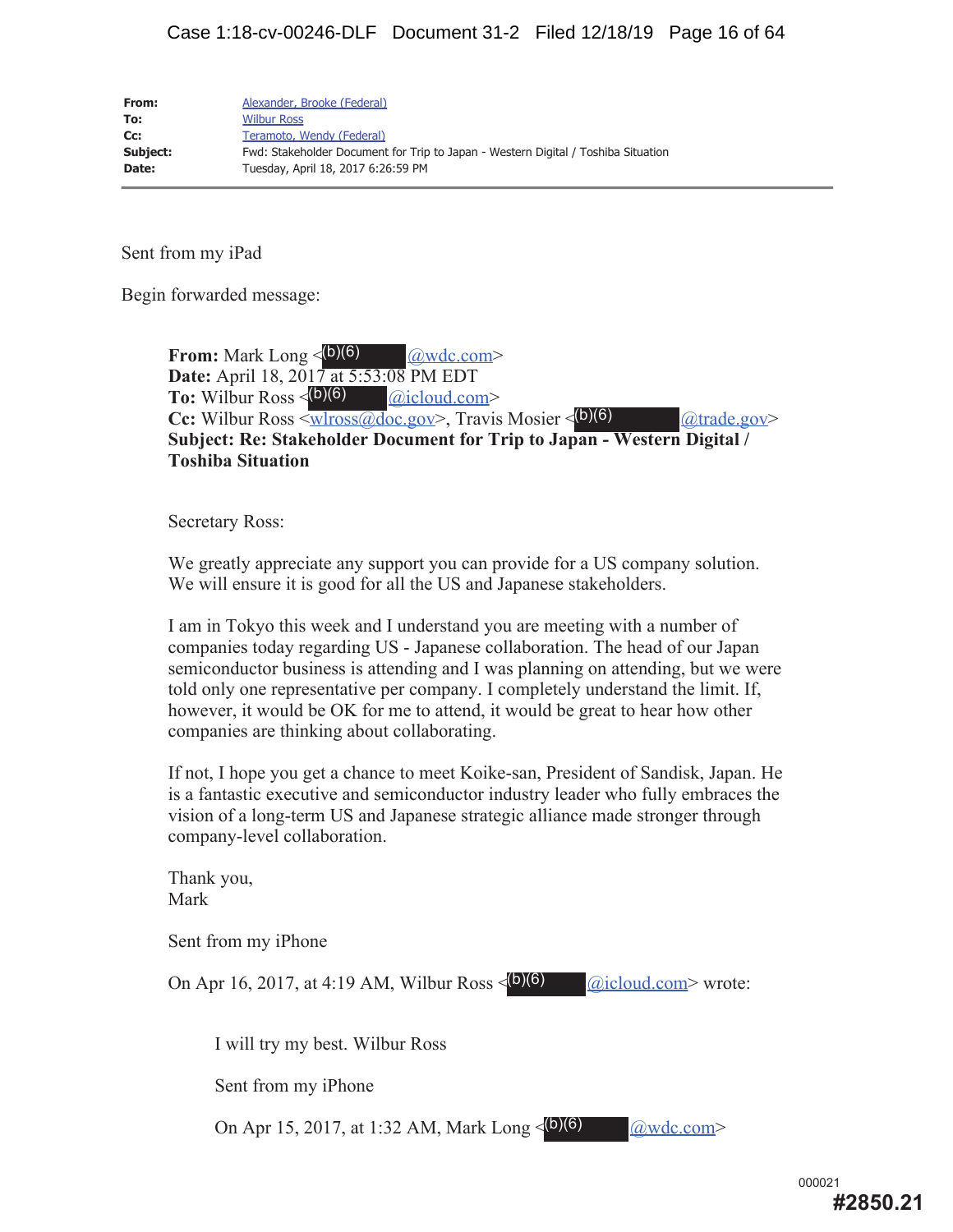| | |
|---|---|
| **From:** | Alexander, Brooke (Federal) |
| **To:** | Wilbur Ross |
| **Cc:** | Teramoto, Wendy (Federal) |
| **Subject:** | Fwd: Stakeholder Document for Trip to Japan - Western Digital / Toshiba Situation |
| **Date:** | Tuesday, April 18, 2017 6:26:59 PM |

Sent from my iPad

Begin forwarded message:

> **From:** Mark Long <(b)(6) @wdc.com>
> **Date:** April 18, 2017 at 5:53:08 PM EDT
> **To:** Wilbur Ross <(b)(6) @icloud.com>
> **Cc:** Wilbur Ross <wlross@doc.gov>, Travis Mosier <(b)(6) @trade.gov>
> **Subject: Re: Stakeholder Document for Trip to Japan - Western Digital / Toshiba Situation**
>
> Secretary Ross:
>
> We greatly appreciate any support you can provide for a US company solution. We will ensure it is good for all the US and Japanese stakeholders.
>
> I am in Tokyo this week and I understand you are meeting with a number of companies today regarding US - Japanese collaboration. The head of our Japan semiconductor business is attending and I was planning on attending, but we were told only one representative per company. I completely understand the limit. If, however, it would be OK for me to attend, it would be great to hear how other companies are thinking about collaborating.
>
> If not, I hope you get a chance to meet Koike-san, President of Sandisk, Japan. He is a fantastic executive and semiconductor industry leader who fully embraces the vision of a long-term US and Japanese strategic alliance made stronger through company-level collaboration.
>
> Thank you,
> Mark
>
> Sent from my iPhone
>
> On Apr 16, 2017, at 4:19 AM, Wilbur Ross <(b)(6) @icloud.com> wrote:
>
> > I will try my best. Wilbur Ross
> >
> > Sent from my iPhone
> >
> > On Apr 15, 2017, at 1:32 AM, Mark Long <(b)(6) @wdc.com>

000021

#2850.21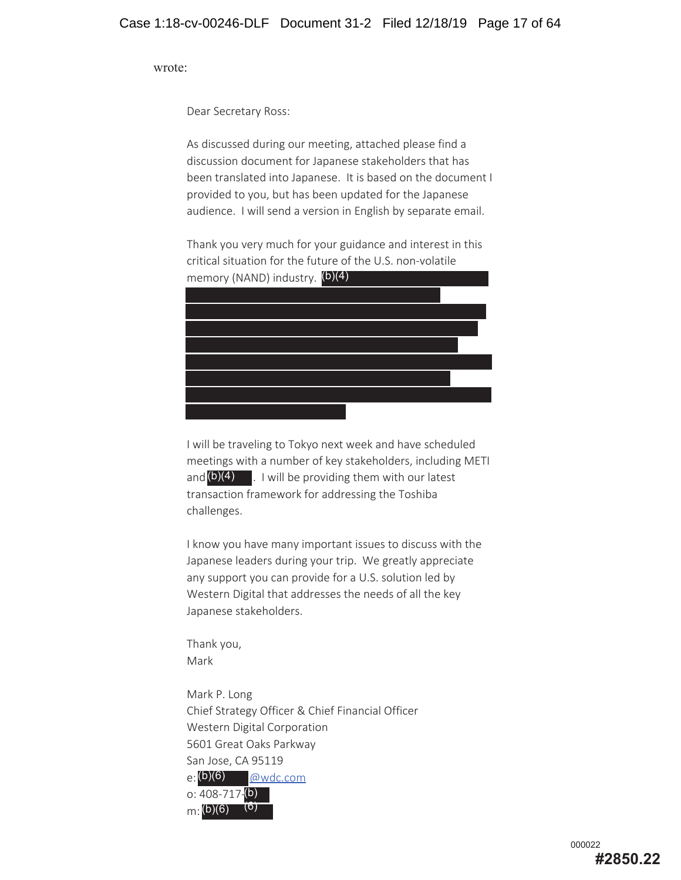wrote:

Dear Secretary Ross:

As discussed during our meeting, attached please find a discussion document for Japanese stakeholders that has been translated into Japanese. It is based on the document I provided to you, but has been updated for the Japanese audience. I will send a version in English by separate email.

Thank you very much for your guidance and interest in this critical situation for the future of the U.S. non-volatile memory (NAND) industry. (b)(4)

I will be traveling to Tokyo next week and have scheduled meetings with a number of key stakeholders, including METI and (b)(4). I will be providing them with our latest transaction framework for addressing the Toshiba challenges.

I know you have many important issues to discuss with the Japanese leaders during your trip. We greatly appreciate any support you can provide for a U.S. solution led by Western Digital that addresses the needs of all the key Japanese stakeholders.

Thank you,
Mark

Mark P. Long
Chief Strategy Officer & Chief Financial Officer
Western Digital Corporation
5601 Great Oaks Parkway
San Jose, CA 95119
e: (b)(6) @wdc.com
o: 408-717-(b)(6)
m: (b)(6)

000022
#2850.22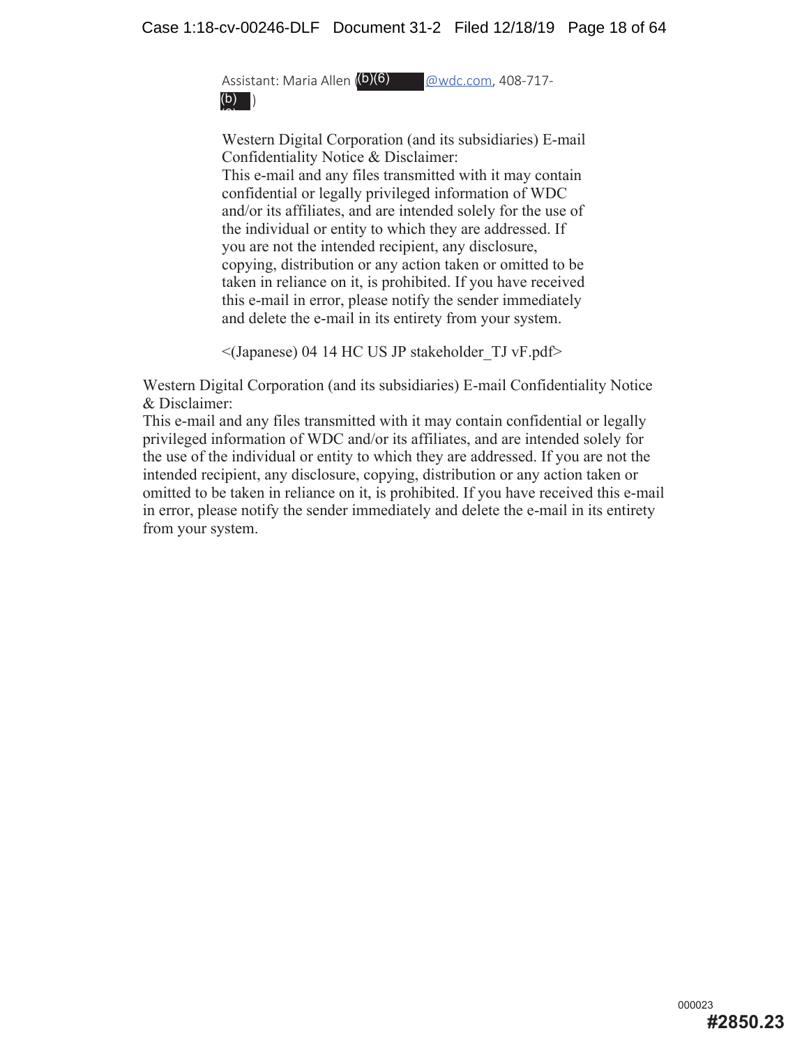Assistant: Maria Allen ((b)(6) @wdc.com, 408-717-(b)(6))

> Western Digital Corporation (and its subsidiaries) E-mail Confidentiality Notice & Disclaimer:
> This e-mail and any files transmitted with it may contain confidential or legally privileged information of WDC and/or its affiliates, and are intended solely for the use of the individual or entity to which they are addressed. If you are not the intended recipient, any disclosure, copying, distribution or any action taken or omitted to be taken in reliance on it, is prohibited. If you have received this e-mail in error, please notify the sender immediately and delete the e-mail in its entirety from your system.
>
> <(Japanese) 04 14 HC US JP stakeholder_TJ vF.pdf>

Western Digital Corporation (and its subsidiaries) E-mail Confidentiality Notice & Disclaimer:
This e-mail and any files transmitted with it may contain confidential or legally privileged information of WDC and/or its affiliates, and are intended solely for the use of the individual or entity to which they are addressed. If you are not the intended recipient, any disclosure, copying, distribution or any action taken or omitted to be taken in reliance on it, is prohibited. If you have received this e-mail in error, please notify the sender immediately and delete the e-mail in its entirety from your system.

000023

**#2850.23**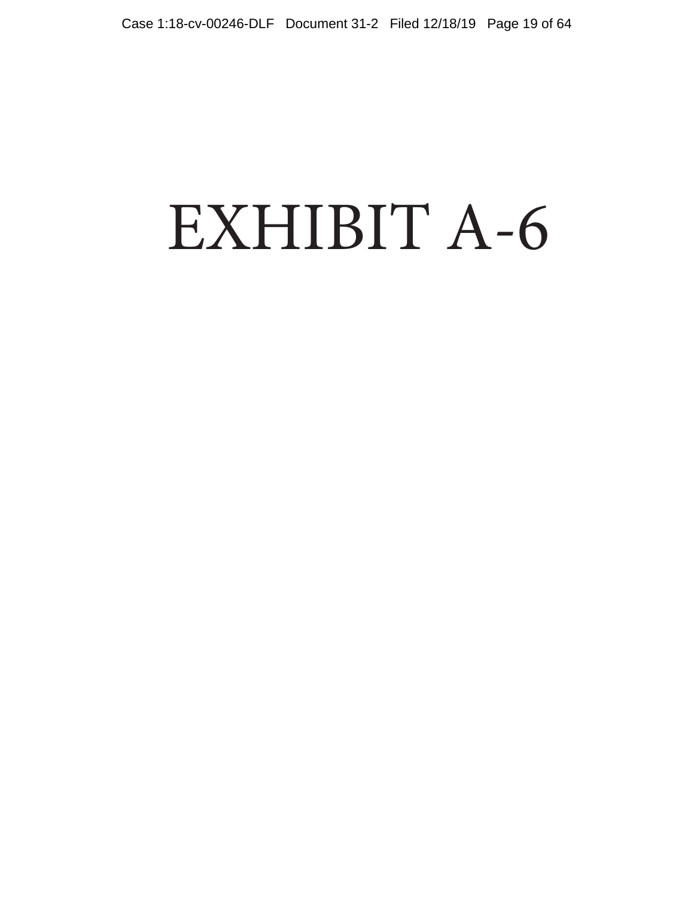# EXHIBIT A-6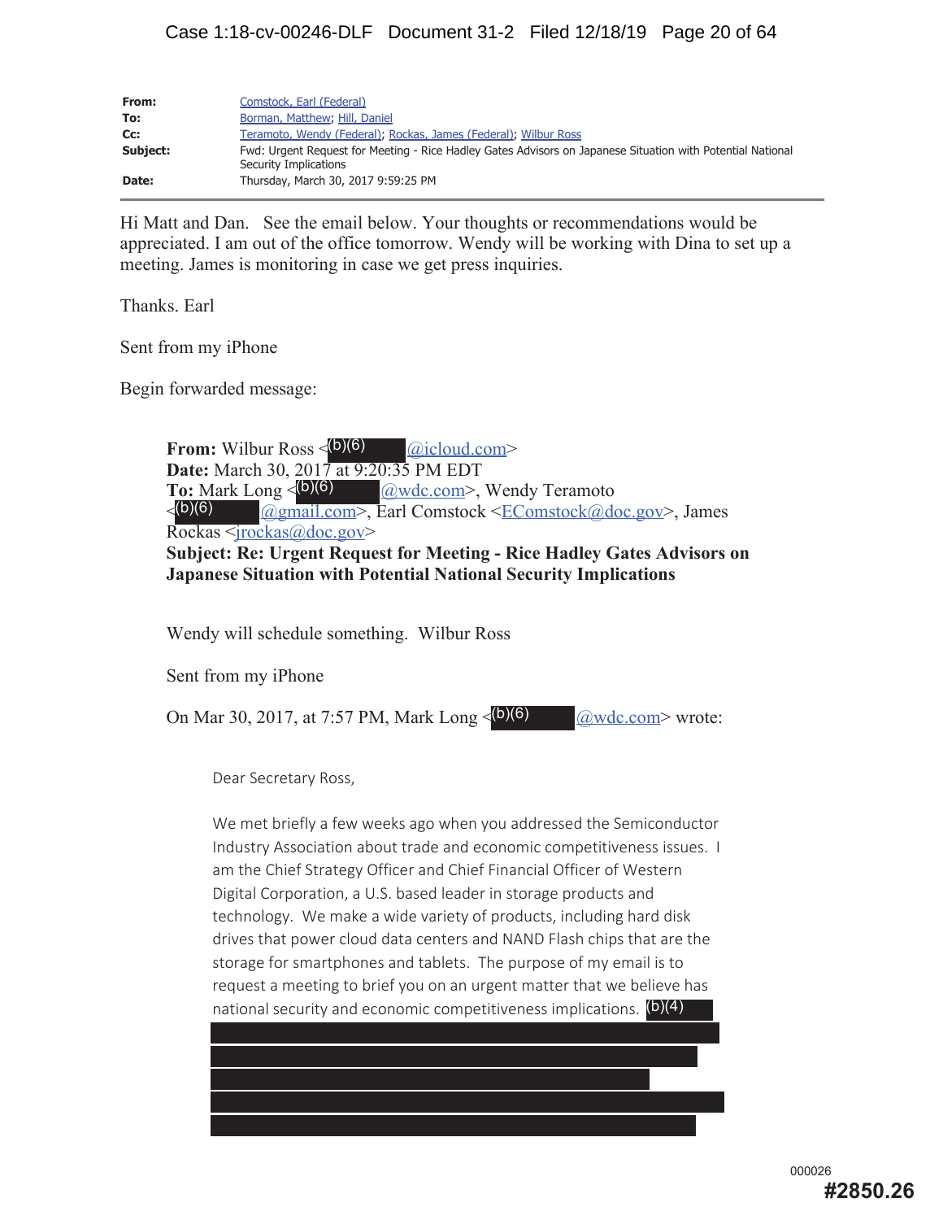| | |
|---|---|
| **From:** | Comstock, Earl (Federal) |
| **To:** | Borman, Matthew; Hill, Daniel |
| **Cc:** | Teramoto, Wendy (Federal); Rockas, James (Federal); Wilbur Ross |
| **Subject:** | Fwd: Urgent Request for Meeting - Rice Hadley Gates Advisors on Japanese Situation with Potential National Security Implications |
| **Date:** | Thursday, March 30, 2017 9:59:25 PM |

---

Hi Matt and Dan. See the email below. Your thoughts or recommendations would be appreciated. I am out of the office tomorrow. Wendy will be working with Dina to set up a meeting. James is monitoring in case we get press inquiries.

Thanks. Earl

Sent from my iPhone

Begin forwarded message:

> **From:** Wilbur Ross <(b)(6) @icloud.com>
> **Date:** March 30, 2017 at 9:20:35 PM EDT
> **To:** Mark Long <(b)(6) @wdc.com>, Wendy Teramoto <(b)(6) @gmail.com>, Earl Comstock <EComstock@doc.gov>, James Rockas <jrockas@doc.gov>
> **Subject: Re: Urgent Request for Meeting - Rice Hadley Gates Advisors on Japanese Situation with Potential National Security Implications**
>
> Wendy will schedule something. Wilbur Ross
>
> Sent from my iPhone
>
> On Mar 30, 2017, at 7:57 PM, Mark Long <(b)(6) @wdc.com> wrote:
>
>> Dear Secretary Ross,
>>
>> We met briefly a few weeks ago when you addressed the Semiconductor Industry Association about trade and economic competitiveness issues. I am the Chief Strategy Officer and Chief Financial Officer of Western Digital Corporation, a U.S. based leader in storage products and technology. We make a wide variety of products, including hard disk drives that power cloud data centers and NAND Flash chips that are the storage for smartphones and tablets. The purpose of my email is to request a meeting to brief you on an urgent matter that we believe has national security and economic competitiveness implications. (b)(4)

000026

#2850.26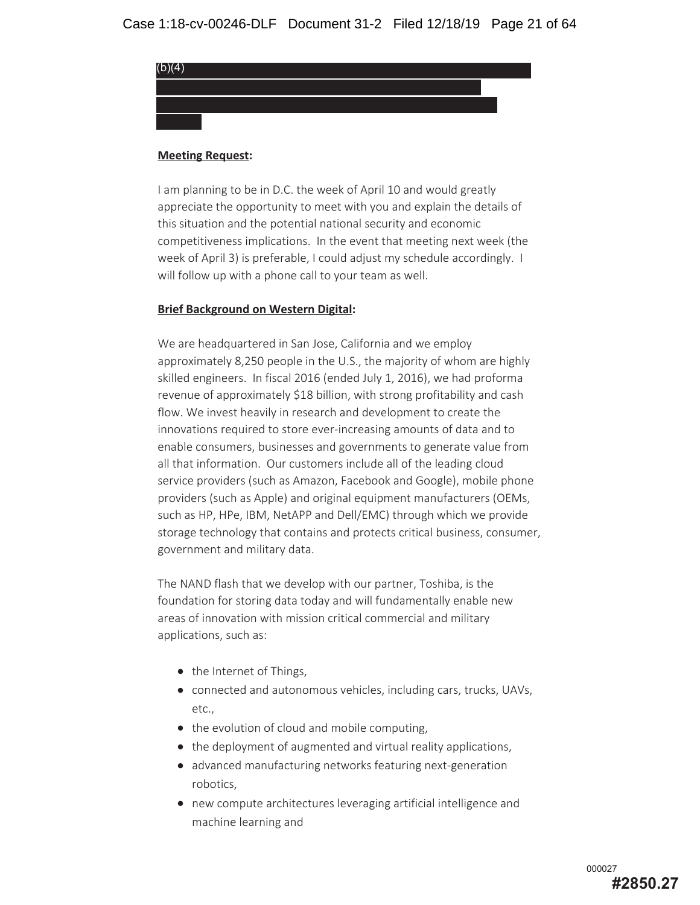(b)(4)

**Meeting Request:**

I am planning to be in D.C. the week of April 10 and would greatly appreciate the opportunity to meet with you and explain the details of this situation and the potential national security and economic competitiveness implications. In the event that meeting next week (the week of April 3) is preferable, I could adjust my schedule accordingly. I will follow up with a phone call to your team as well.

**Brief Background on Western Digital:**

We are headquartered in San Jose, California and we employ approximately 8,250 people in the U.S., the majority of whom are highly skilled engineers. In fiscal 2016 (ended July 1, 2016), we had proforma revenue of approximately $18 billion, with strong profitability and cash flow. We invest heavily in research and development to create the innovations required to store ever-increasing amounts of data and to enable consumers, businesses and governments to generate value from all that information. Our customers include all of the leading cloud service providers (such as Amazon, Facebook and Google), mobile phone providers (such as Apple) and original equipment manufacturers (OEMs, such as HP, HPe, IBM, NetAPP and Dell/EMC) through which we provide storage technology that contains and protects critical business, consumer, government and military data.

The NAND flash that we develop with our partner, Toshiba, is the foundation for storing data today and will fundamentally enable new areas of innovation with mission critical commercial and military applications, such as:

- the Internet of Things,
- connected and autonomous vehicles, including cars, trucks, UAVs, etc.,
- the evolution of cloud and mobile computing,
- the deployment of augmented and virtual reality applications,
- advanced manufacturing networks featuring next-generation robotics,
- new compute architectures leveraging artificial intelligence and machine learning and

000027

#2850.27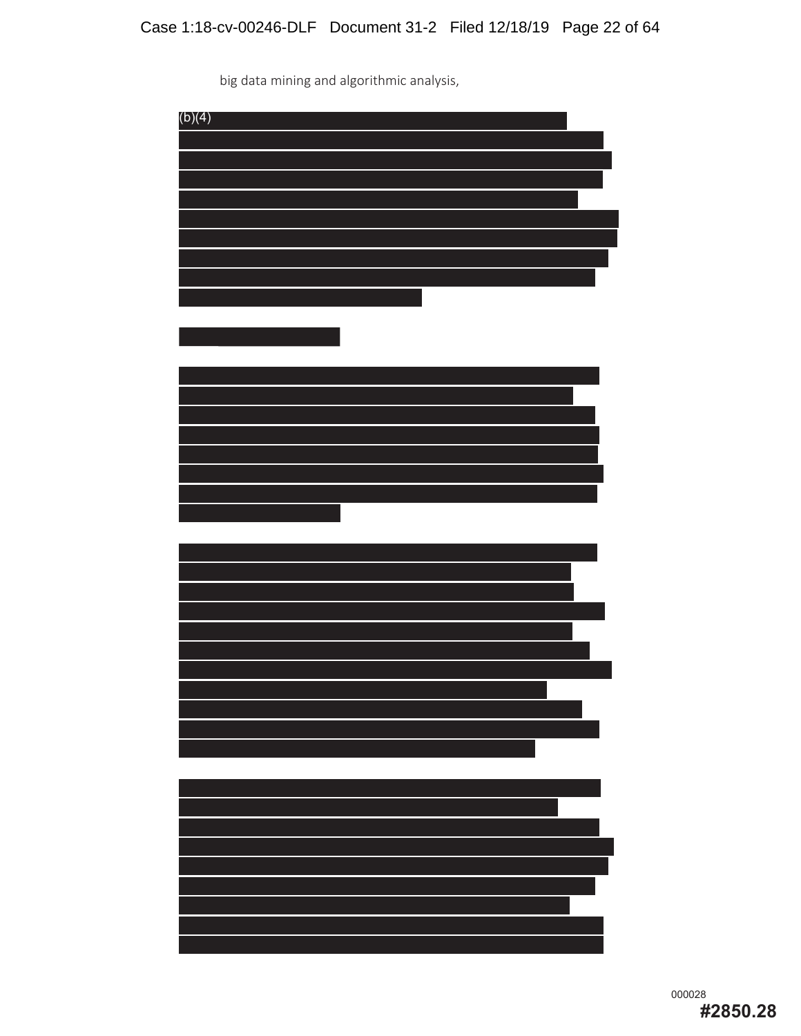big data mining and algorithmic analysis,

(b)(4)

000028

#2850.28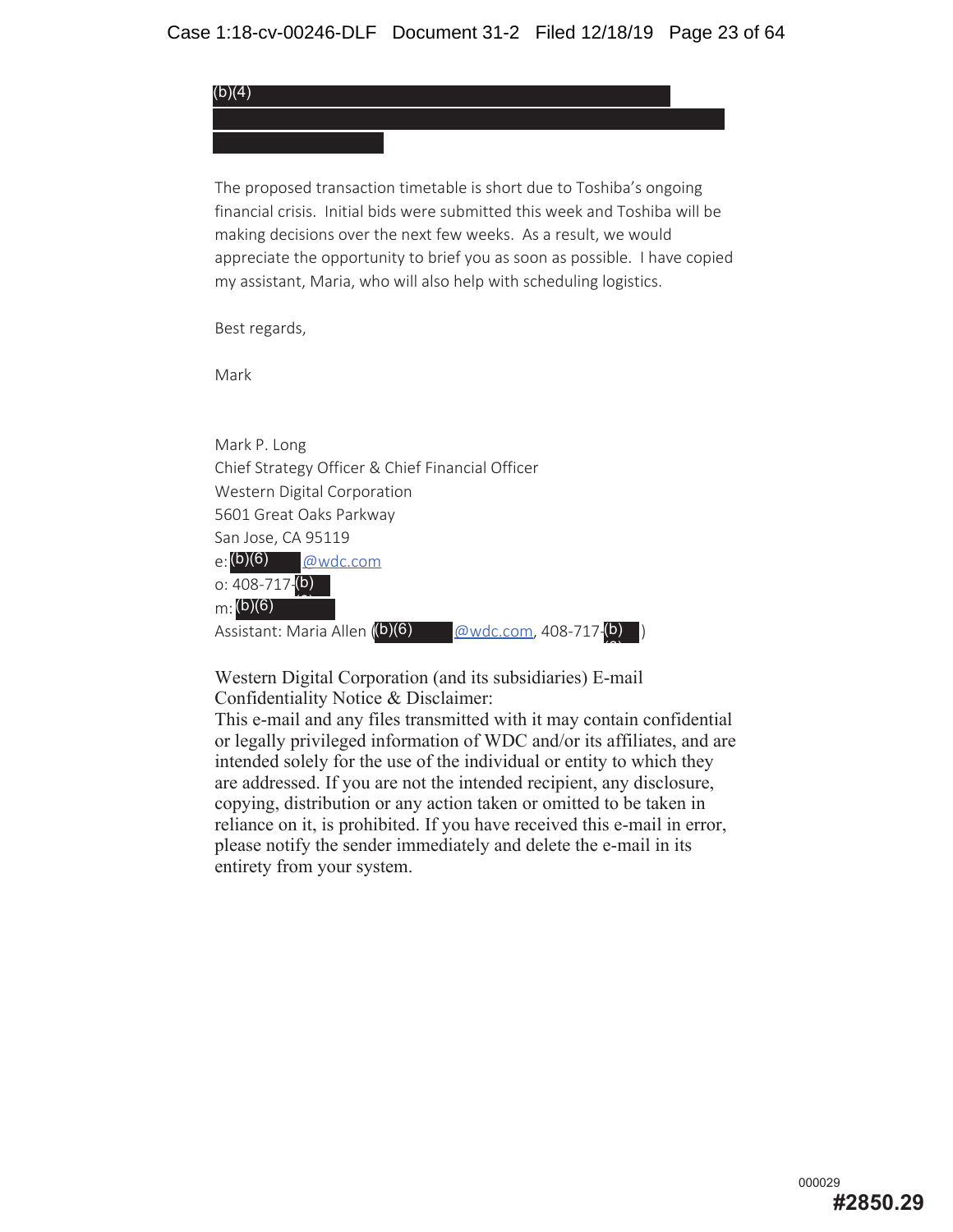(b)(4)

The proposed transaction timetable is short due to Toshiba's ongoing financial crisis. Initial bids were submitted this week and Toshiba will be making decisions over the next few weeks. As a result, we would appreciate the opportunity to brief you as soon as possible. I have copied my assistant, Maria, who will also help with scheduling logistics.

Best regards,

Mark

Mark P. Long
Chief Strategy Officer & Chief Financial Officer
Western Digital Corporation
5601 Great Oaks Parkway
San Jose, CA 95119
e: (b)(6) @wdc.com
o: 408-717-(b)(6)
m: (b)(6)
Assistant: Maria Allen ((b)(6) @wdc.com, 408-717-(b)(6))

Western Digital Corporation (and its subsidiaries) E-mail Confidentiality Notice & Disclaimer:
This e-mail and any files transmitted with it may contain confidential or legally privileged information of WDC and/or its affiliates, and are intended solely for the use of the individual or entity to which they are addressed. If you are not the intended recipient, any disclosure, copying, distribution or any action taken or omitted to be taken in reliance on it, is prohibited. If you have received this e-mail in error, please notify the sender immediately and delete the e-mail in its entirety from your system.

000029
#2850.29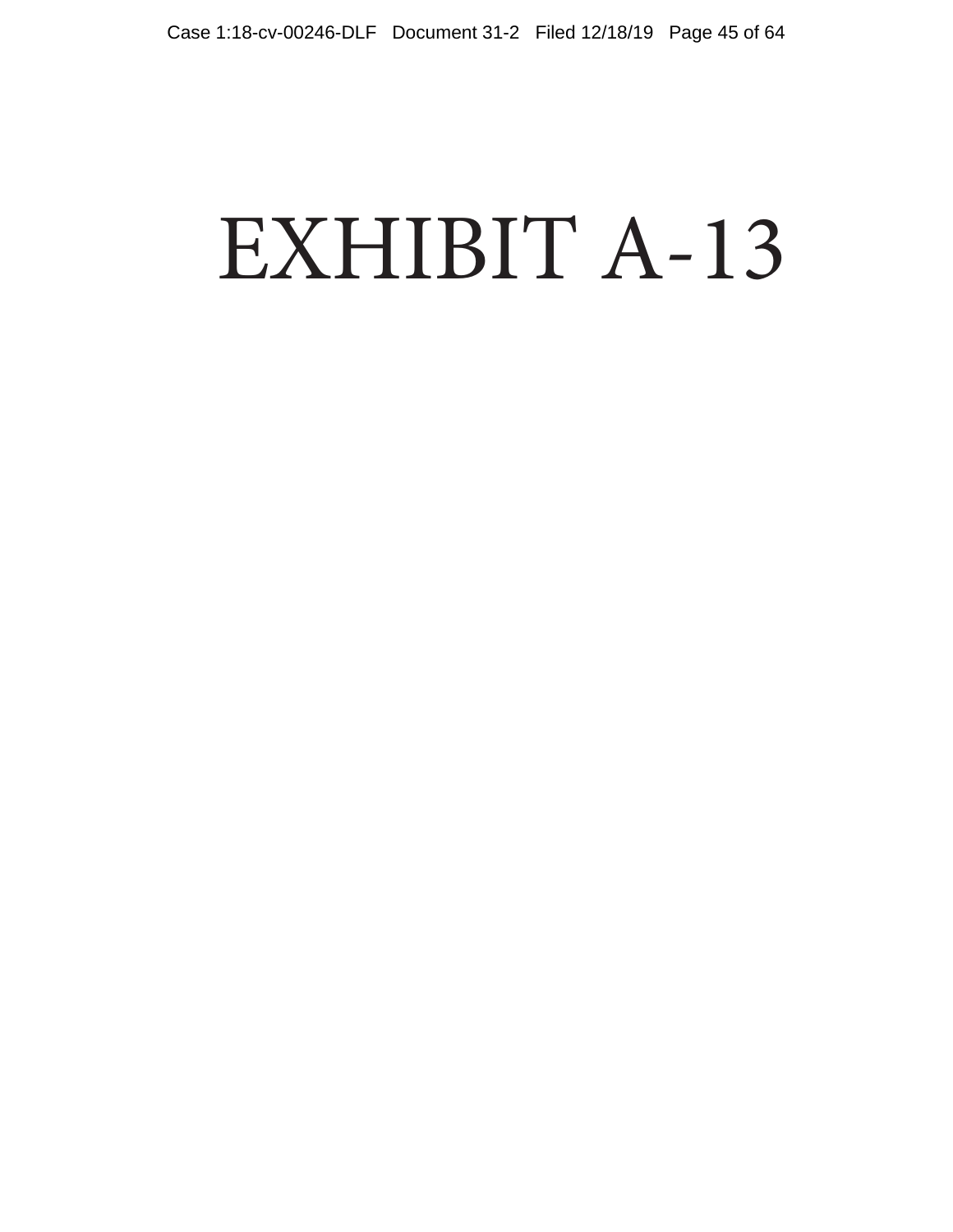# EXHIBIT A-13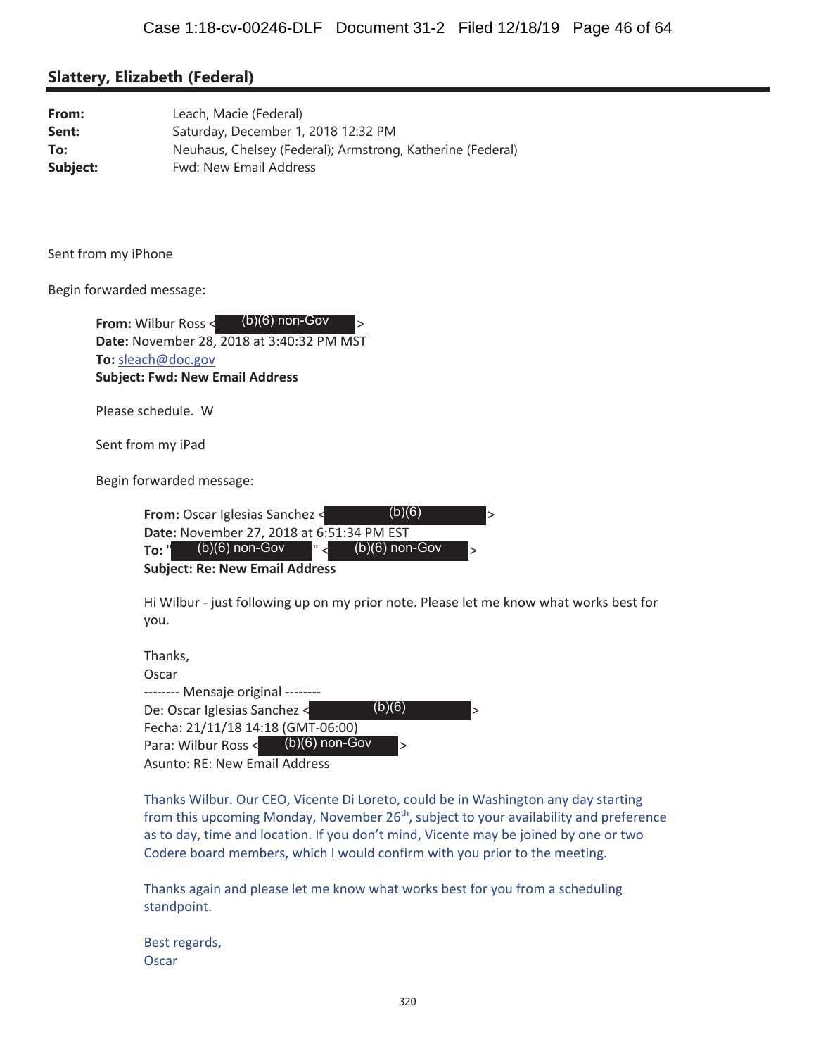**Slattery, Elizabeth (Federal)**

| | |
|---|---|
| **From:** | Leach, Macie (Federal) |
| **Sent:** | Saturday, December 1, 2018 12:32 PM |
| **To:** | Neuhaus, Chelsey (Federal); Armstrong, Katherine (Federal) |
| **Subject:** | Fwd: New Email Address |

Sent from my iPhone

Begin forwarded message:

> **From:** Wilbur Ross < (b)(6) non-Gov >
> **Date:** November 28, 2018 at 3:40:32 PM MST
> **To:** sleach@doc.gov
> **Subject: Fwd: New Email Address**
>
> Please schedule. W
>
> Sent from my iPad
>
> Begin forwarded message:
>
> > **From:** Oscar Iglesias Sanchez < (b)(6) >
> > **Date:** November 27, 2018 at 6:51:34 PM EST
> > **To:** " (b)(6) non-Gov " < (b)(6) non-Gov >
> > **Subject: Re: New Email Address**
> >
> > Hi Wilbur - just following up on my prior note. Please let me know what works best for you.
> >
> > Thanks,
> > Oscar
> > -------- Mensaje original --------
> > De: Oscar Iglesias Sanchez < (b)(6) >
> > Fecha: 21/11/18 14:18 (GMT-06:00)
> > Para: Wilbur Ross < (b)(6) non-Gov >
> > Asunto: RE: New Email Address
> >
> > Thanks Wilbur. Our CEO, Vicente Di Loreto, could be in Washington any day starting from this upcoming Monday, November 26th, subject to your availability and preference as to day, time and location. If you don't mind, Vicente may be joined by one or two Codere board members, which I would confirm with you prior to the meeting.
> >
> > Thanks again and please let me know what works best for you from a scheduling standpoint.
> >
> > Best regards,
> > Oscar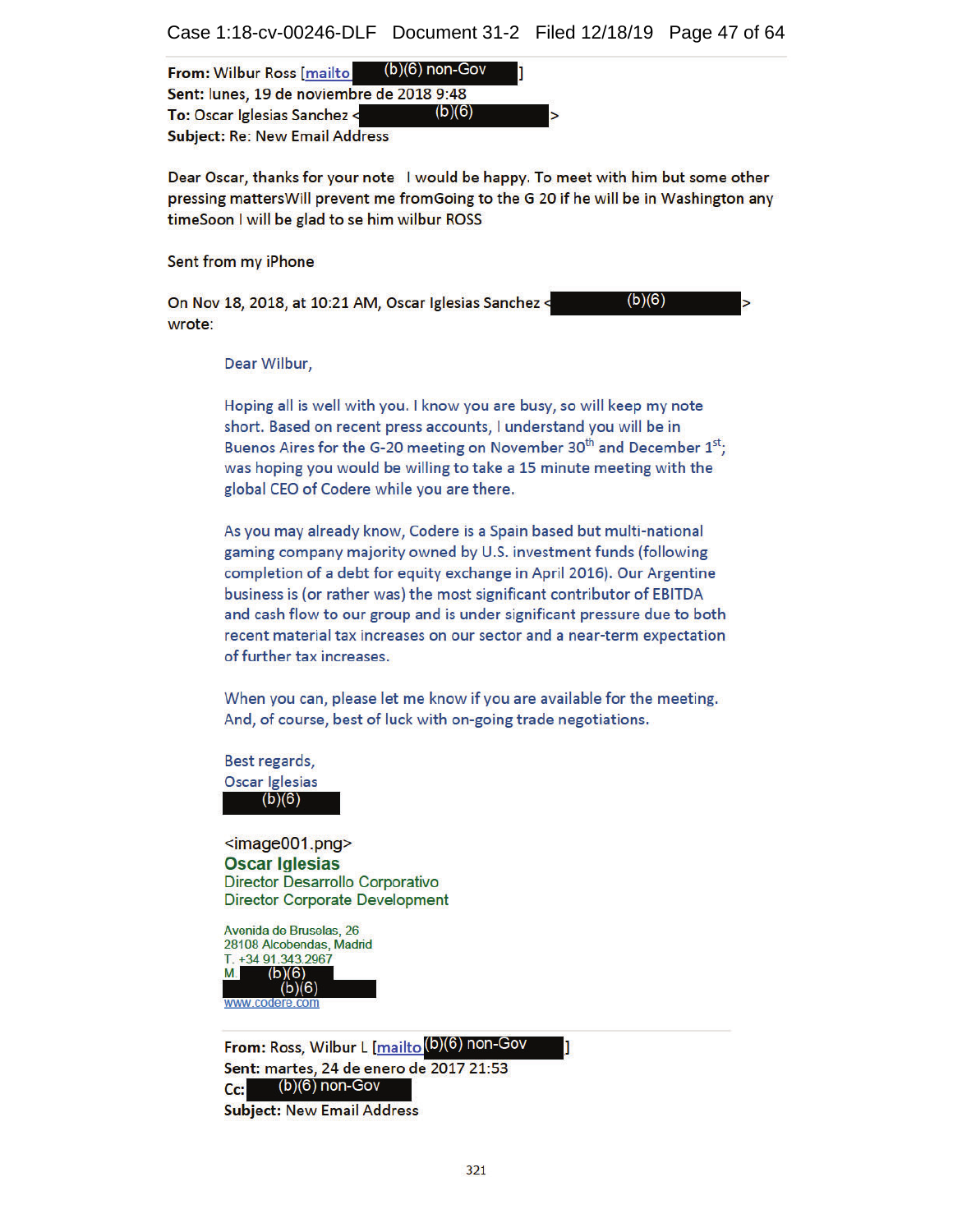**From:** Wilbur Ross [mailto (b)(6) non-Gov ]
**Sent:** lunes, 19 de noviembre de 2018 9:48
**To:** Oscar Iglesias Sanchez < (b)(6) >
**Subject:** Re: New Email Address

Dear Oscar, thanks for your note  I would be happy. To meet with him but some other pressing mattersWill prevent me fromGoing to the G 20 if he will be in Washington any timeSoon I will be glad to se him wilbur ROSS

Sent from my iPhone

On Nov 18, 2018, at 10:21 AM, Oscar Iglesias Sanchez < (b)(6) > wrote:

> Dear Wilbur,
>
> Hoping all is well with you. I know you are busy, so will keep my note short. Based on recent press accounts, I understand you will be in Buenos Aires for the G-20 meeting on November 30th and December 1st; was hoping you would be willing to take a 15 minute meeting with the global CEO of Codere while you are there.
>
> As you may already know, Codere is a Spain based but multi-national gaming company majority owned by U.S. investment funds (following completion of a debt for equity exchange in April 2016). Our Argentine business is (or rather was) the most significant contributor of EBITDA and cash flow to our group and is under significant pressure due to both recent material tax increases on our sector and a near-term expectation of further tax increases.
>
> When you can, please let me know if you are available for the meeting. And, of course, best of luck with on-going trade negotiations.
>
> Best regards,
> Oscar Iglesias
> (b)(6)
>
> <image001.png>
> **Oscar Iglesias**
> Director Desarrollo Corporativo
> Director Corporate Development
>
> Avenida de Bruselas, 26
> 28108 Alcobendas, Madrid
> T. +34 91 343 2967
> M. (b)(6)
> (b)(6)
> www.codere.com
>
> **From:** Ross, Wilbur L [mailto (b)(6) non-Gov ]
> **Sent:** martes, 24 de enero de 2017 21:53
> **Cc:** (b)(6) non-Gov
> **Subject:** New Email Address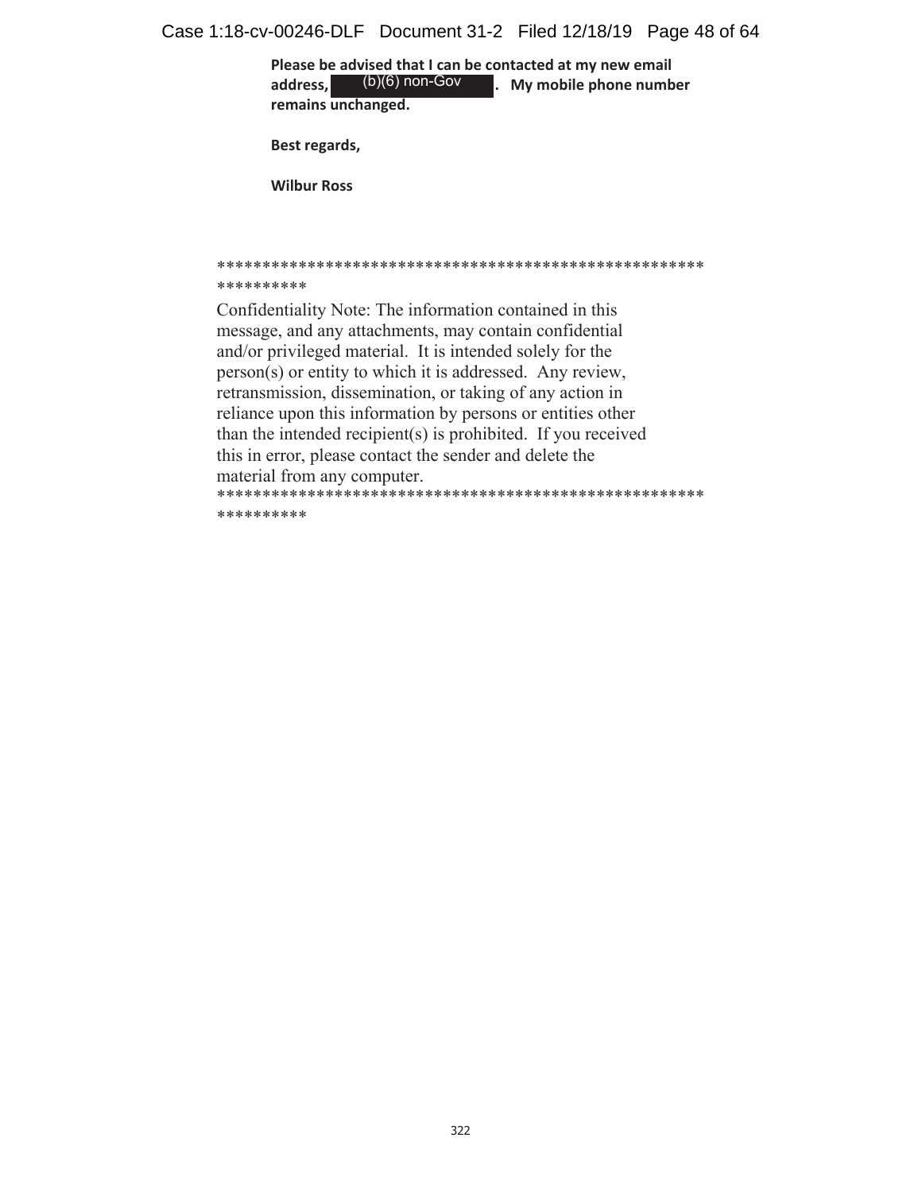**Please be advised that I can be contacted at my new email address, (b)(6) non-Gov. My mobile phone number remains unchanged.**

**Best regards,**

**Wilbur Ross**

*****************************************************
**********

Confidentiality Note: The information contained in this message, and any attachments, may contain confidential and/or privileged material. It is intended solely for the person(s) or entity to which it is addressed. Any review, retransmission, dissemination, or taking of any action in reliance upon this information by persons or entities other than the intended recipient(s) is prohibited. If you received this in error, please contact the sender and delete the material from any computer.

*****************************************************
**********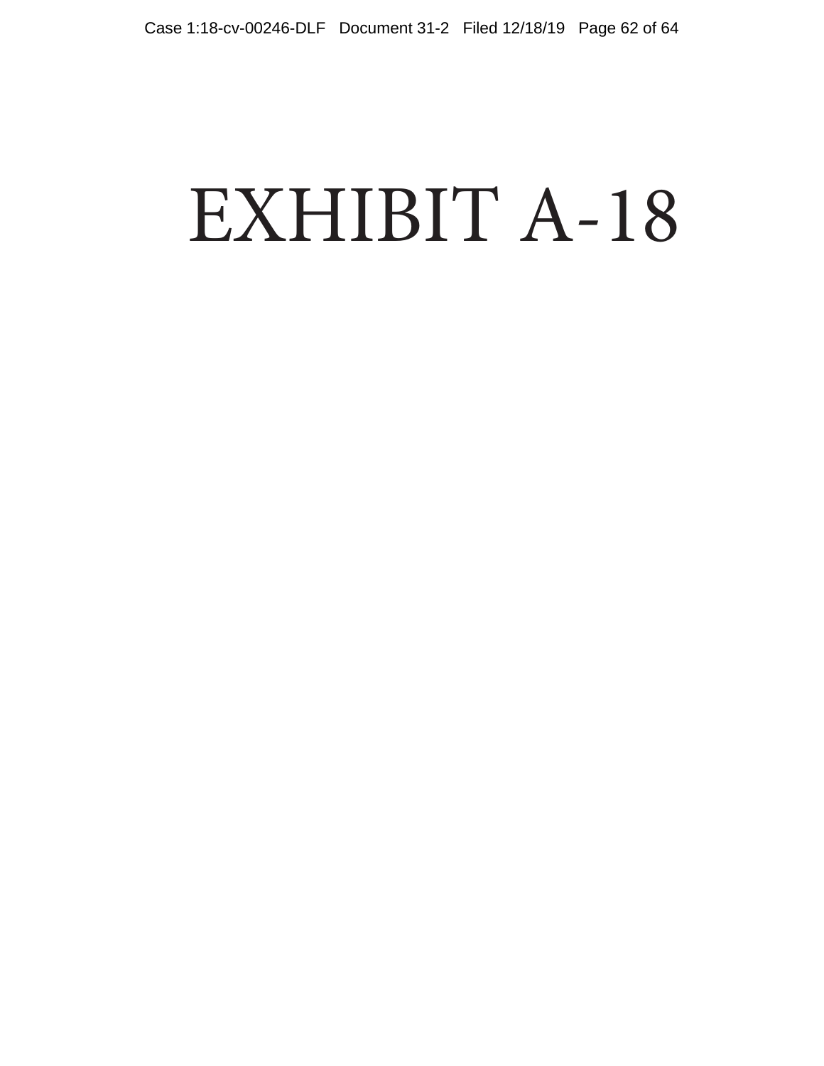# EXHIBIT A-18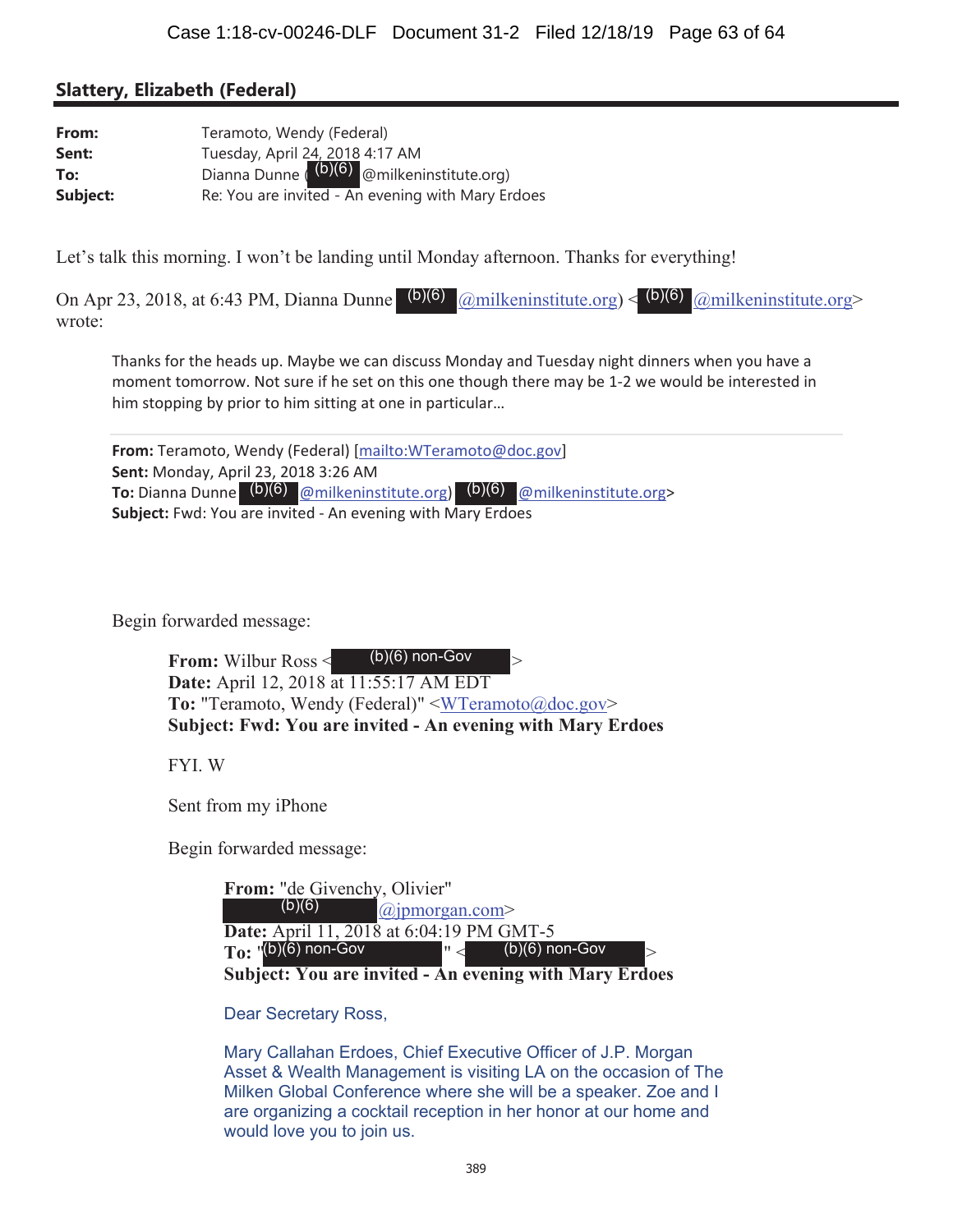**Slattery, Elizabeth (Federal)**

| | |
|---|---|
| **From:** | Teramoto, Wendy (Federal) |
| **Sent:** | Tuesday, April 24, 2018 4:17 AM |
| **To:** | Dianna Dunne ((b)(6) @milkeninstitute.org) |
| **Subject:** | Re: You are invited - An evening with Mary Erdoes |

Let's talk this morning. I won't be landing until Monday afternoon. Thanks for everything!

On Apr 23, 2018, at 6:43 PM, Dianna Dunne (b)(6) @milkeninstitute.org) <(b)(6) @milkeninstitute.org> wrote:

> Thanks for the heads up. Maybe we can discuss Monday and Tuesday night dinners when you have a moment tomorrow. Not sure if he set on this one though there may be 1-2 we would be interested in him stopping by prior to him sitting at one in particular…
>
> ---
>
> **From:** Teramoto, Wendy (Federal) [mailto:WTeramoto@doc.gov]
> **Sent:** Monday, April 23, 2018 3:26 AM
> **To:** Dianna Dunne (b)(6) @milkeninstitute.org) (b)(6) @milkeninstitute.org>
> **Subject:** Fwd: You are invited - An evening with Mary Erdoes
>
> Begin forwarded message:
>
> > **From:** Wilbur Ross <(b)(6) non-Gov>
> > **Date:** April 12, 2018 at 11:55:17 AM EDT
> > **To:** "Teramoto, Wendy (Federal)" <WTeramoto@doc.gov>
> > **Subject: Fwd: You are invited - An evening with Mary Erdoes**
> >
> > FYI. W
> >
> > Sent from my iPhone
> >
> > Begin forwarded message:
> >
> > > **From:** "de Givenchy, Olivier" (b)(6) @jpmorgan.com>
> > > **Date:** April 11, 2018 at 6:04:19 PM GMT-5
> > > **To:** "(b)(6) non-Gov" <(b)(6) non-Gov>
> > > **Subject: You are invited - An evening with Mary Erdoes**
> > >
> > > Dear Secretary Ross,
> > >
> > > Mary Callahan Erdoes, Chief Executive Officer of J.P. Morgan Asset & Wealth Management is visiting LA on the occasion of The Milken Global Conference where she will be a speaker. Zoe and I are organizing a cocktail reception in her honor at our home and would love you to join us.

389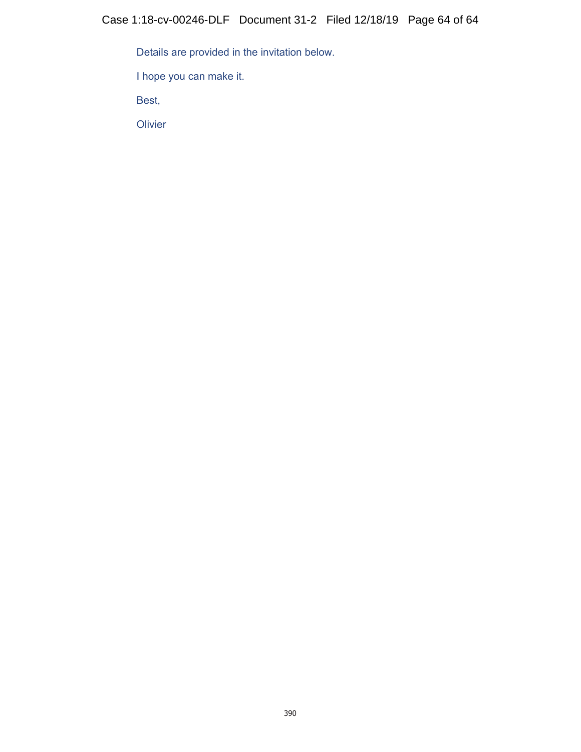Details are provided in the invitation below.

I hope you can make it.

Best,

Olivier